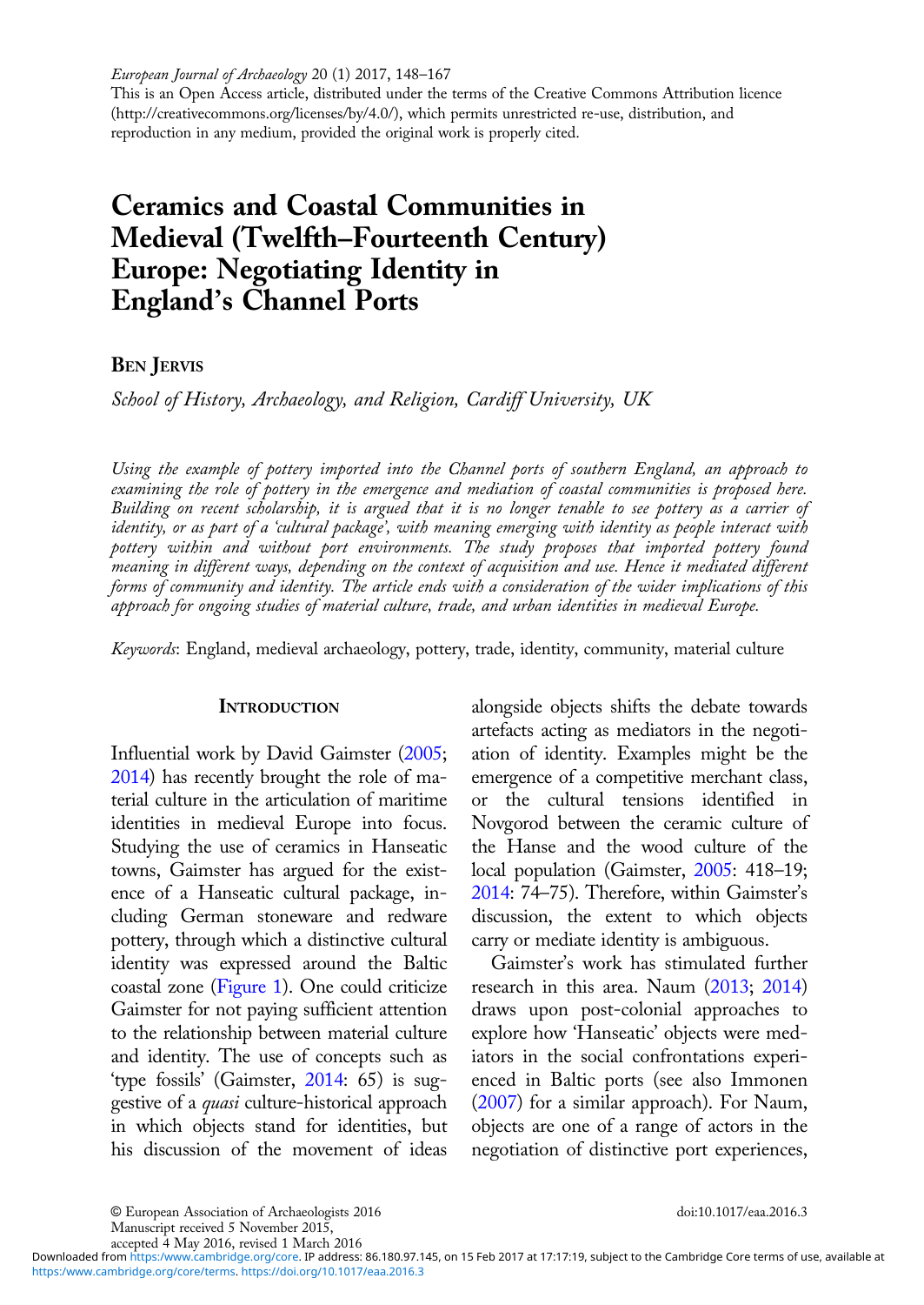European Journal of Archaeology 20 (1) 2017, 148–167

This is an Open Access article, distributed under the terms of the Creative Commons Attribution licence (http://creativecommons.org/licenses/by/4.0/), which permits unrestricted re-use, distribution, and reproduction in any medium, provided the original work is properly cited.

# Ceramics and Coastal Communities in Medieval (Twelfth–Fourteenth Century) Europe: Negotiating Identity in England's Channel Ports

**Ben Jervis**

*School of History, Archaeology, and Religion, Cardiff University, UK*

*Using the example of pottery imported into the Channel ports of southern England, an approach to examining the role of pottery in the emergence and mediation of coastal communities is proposed here. Building on recent scholarship, it is argued that it is no longer tenable to see pottery as a carrier of identity, or as part of a 'cultural package', with meaning emerging with identity as people interact with pottery within and without port environments. The study proposes that imported pottery found meaning in different ways, depending on the context of acquisition and use. Hence it mediated different forms of community and identity. The article ends with a consideration of the wider implications of this approach for ongoing studies of material culture, trade, and urban identities in medieval Europe.*

*Keywords*: England, medieval archaeology, pottery, trade, identity, community, material culture

## Introduction

Influential work by David Gaimster (2005; 2014) has recently brought the role of material culture in the articulation of maritime identities in medieval Europe into focus. Studying the use of ceramics in Hanseatic towns, Gaimster has argued for the existence of a Hanseatic cultural package, including German stoneware and redware pottery, through which a distinctive cultural identity was expressed around the Baltic coastal zone (Figure 1). One could criticize Gaimster for not paying sufficient attention to the relationship between material culture and identity. The use of concepts such as 'type fossils' (Gaimster, 2014: 65) is suggestive of a *quasi* culture-historical approach in which objects stand for identities, but his discussion of the movement of ideas alongside objects shifts the debate towards artefacts acting as mediators in the negotiation of identity. Examples might be the emergence of a competitive merchant class, or the cultural tensions identified in Novgorod between the ceramic culture of the Hanse and the wood culture of the local population (Gaimster, 2005: 418–19; 2014: 74–75). Therefore, within Gaimster's discussion, the extent to which objects carry or mediate identity is ambiguous.

Gaimster's work has stimulated further research in this area. Naum (2013; 2014) draws upon post-colonial approaches to explore how 'Hanseatic' objects were mediators in the social confrontations experienced in Baltic ports (see also Immonen (2007) for a similar approach). For Naum, objects are one of a range of actors in the negotiation of distinctive port experiences,

© European Association of Archaeologists 2016
Manuscript received 5 November 2015,
accepted 4 May 2016, revised 1 March 2016

doi:10.1017/eaa.2016.3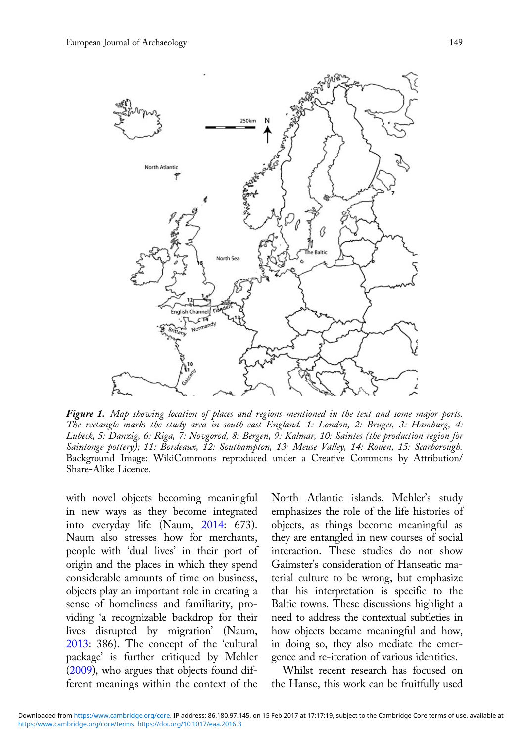***Figure 1.*** *Map showing location of places and regions mentioned in the text and some major ports. The rectangle marks the study area in south-east England. 1: London, 2: Bruges, 3: Hamburg, 4: Lubeck, 5: Danzig, 6: Riga, 7: Novgorod, 8: Bergen, 9: Kalmar, 10: Saintes (the production region for Saintonge pottery); 11: Bordeaux, 12: Southampton, 13: Meuse Valley, 14: Rouen, 15: Scarborough.* Background Image: WikiCommons reproduced under a Creative Commons by Attribution/ Share-Alike Licence.

with novel objects becoming meaningful in new ways as they become integrated into everyday life (Naum, 2014: 673). Naum also stresses how for merchants, people with 'dual lives' in their port of origin and the places in which they spend considerable amounts of time on business, objects play an important role in creating a sense of homeliness and familiarity, providing 'a recognizable backdrop for their lives disrupted by migration' (Naum, 2013: 386). The concept of the 'cultural package' is further critiqued by Mehler (2009), who argues that objects found different meanings within the context of the North Atlantic islands. Mehler's study emphasizes the role of the life histories of objects, as things become meaningful as they are entangled in new courses of social interaction. These studies do not show Gaimster's consideration of Hanseatic material culture to be wrong, but emphasize that his interpretation is specific to the Baltic towns. These discussions highlight a need to address the contextual subtleties in how objects became meaningful and how, in doing so, they also mediate the emergence and re-iteration of various identities.

Whilst recent research has focused on the Hanse, this work can be fruitfully used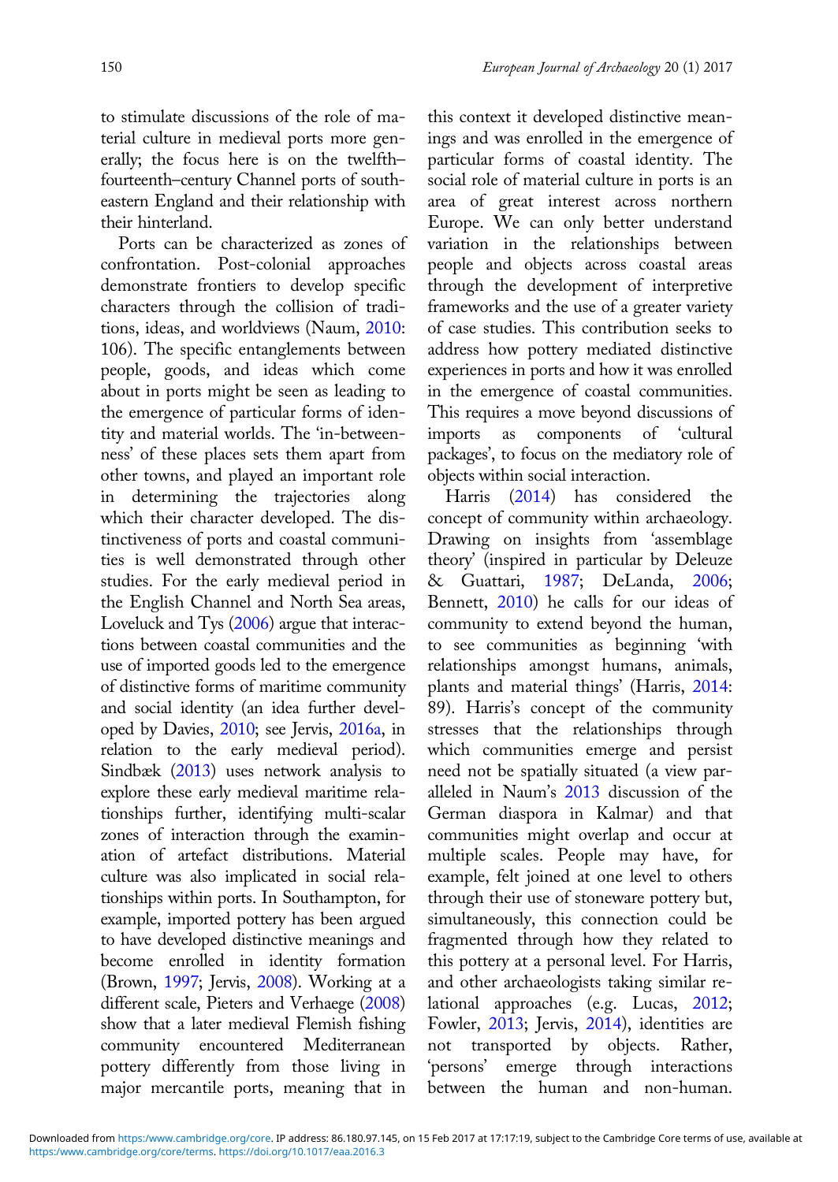to stimulate discussions of the role of material culture in medieval ports more generally; the focus here is on the twelfth–fourteenth-century Channel ports of south-eastern England and their relationship with their hinterland.

Ports can be characterized as zones of confrontation. Post-colonial approaches demonstrate frontiers to develop specific characters through the collision of traditions, ideas, and worldviews (Naum, 2010: 106). The specific entanglements between people, goods, and ideas which come about in ports might be seen as leading to the emergence of particular forms of identity and material worlds. The 'in-betweenness' of these places sets them apart from other towns, and played an important role in determining the trajectories along which their character developed. The distinctiveness of ports and coastal communities is well demonstrated through other studies. For the early medieval period in the English Channel and North Sea areas, Loveluck and Tys (2006) argue that interactions between coastal communities and the use of imported goods led to the emergence of distinctive forms of maritime community and social identity (an idea further developed by Davies, 2010; see Jervis, 2016a, in relation to the early medieval period). Sindbæk (2013) uses network analysis to explore these early medieval maritime relationships further, identifying multi-scalar zones of interaction through the examination of artefact distributions. Material culture was also implicated in social relationships within ports. In Southampton, for example, imported pottery has been argued to have developed distinctive meanings and become enrolled in identity formation (Brown, 1997; Jervis, 2008). Working at a different scale, Pieters and Verhaege (2008) show that a later medieval Flemish fishing community encountered Mediterranean pottery differently from those living in major mercantile ports, meaning that in this context it developed distinctive meanings and was enrolled in the emergence of particular forms of coastal identity. The social role of material culture in ports is an area of great interest across northern Europe. We can only better understand variation in the relationships between people and objects across coastal areas through the development of interpretive frameworks and the use of a greater variety of case studies. This contribution seeks to address how pottery mediated distinctive experiences in ports and how it was enrolled in the emergence of coastal communities. This requires a move beyond discussions of imports as components of 'cultural packages', to focus on the mediatory role of objects within social interaction.

Harris (2014) has considered the concept of community within archaeology. Drawing on insights from 'assemblage theory' (inspired in particular by Deleuze & Guattari, 1987; DeLanda, 2006; Bennett, 2010) he calls for our ideas of community to extend beyond the human, to see communities as beginning 'with relationships amongst humans, animals, plants and material things' (Harris, 2014: 89). Harris's concept of the community stresses that the relationships through which communities emerge and persist need not be spatially situated (a view paralleled in Naum's 2013 discussion of the German diaspora in Kalmar) and that communities might overlap and occur at multiple scales. People may have, for example, felt joined at one level to others through their use of stoneware pottery but, simultaneously, this connection could be fragmented through how they related to this pottery at a personal level. For Harris, and other archaeologists taking similar relational approaches (e.g. Lucas, 2012; Fowler, 2013; Jervis, 2014), identities are not transported by objects. Rather, 'persons' emerge through interactions between the human and non-human.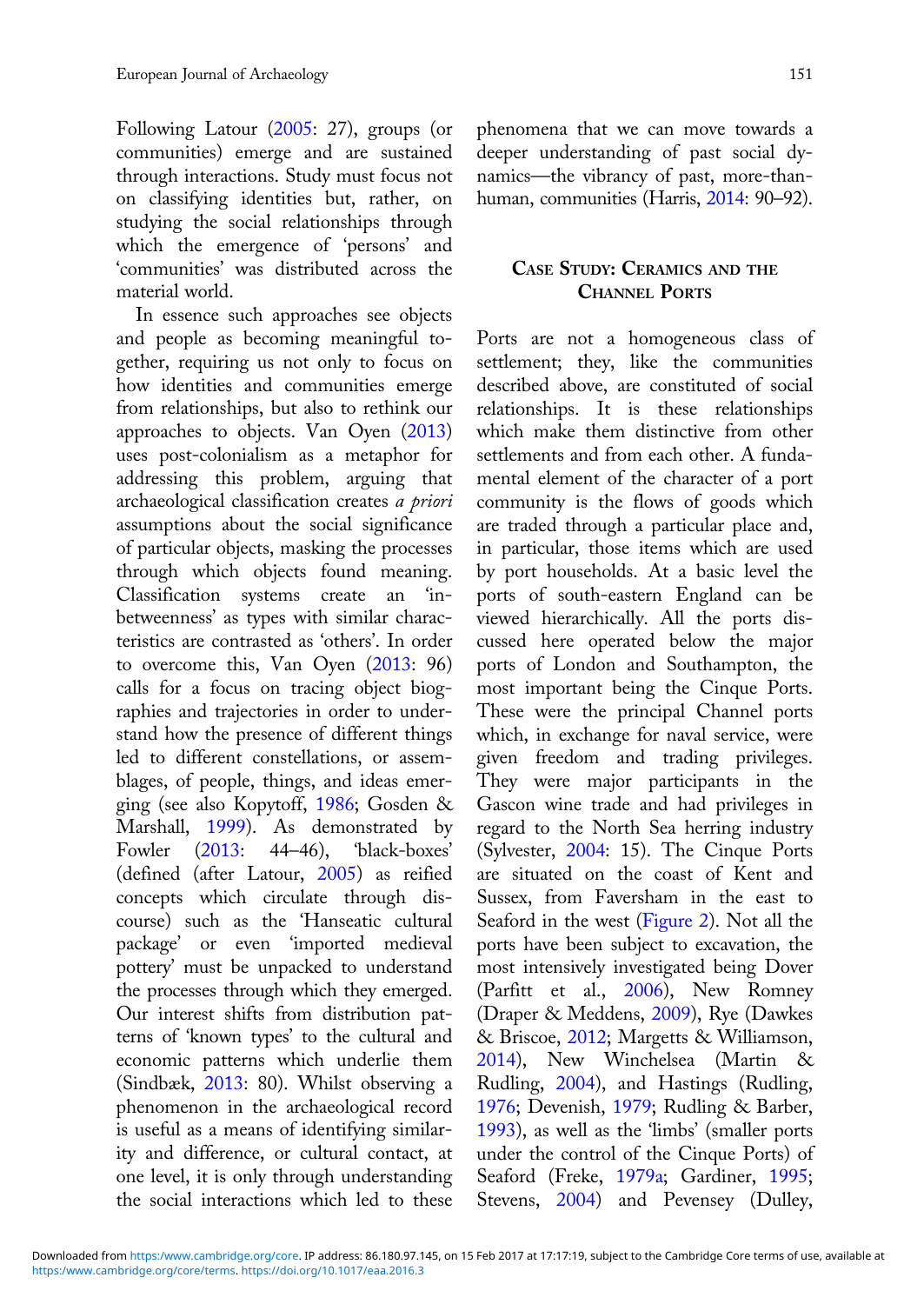Following Latour (2005: 27), groups (or communities) emerge and are sustained through interactions. Study must focus not on classifying identities but, rather, on studying the social relationships through which the emergence of 'persons' and 'communities' was distributed across the material world.

In essence such approaches see objects and people as becoming meaningful together, requiring us not only to focus on how identities and communities emerge from relationships, but also to rethink our approaches to objects. Van Oyen (2013) uses post-colonialism as a metaphor for addressing this problem, arguing that archaeological classification creates *a priori* assumptions about the social significance of particular objects, masking the processes through which objects found meaning. Classification systems create an 'in-betweenness' as types with similar characteristics are contrasted as 'others'. In order to overcome this, Van Oyen (2013: 96) calls for a focus on tracing object biographies and trajectories in order to understand how the presence of different things led to different constellations, or assemblages, of people, things, and ideas emerging (see also Kopytoff, 1986; Gosden & Marshall, 1999). As demonstrated by Fowler (2013: 44–46), 'black-boxes' (defined (after Latour, 2005) as reified concepts which circulate through discourse) such as the 'Hanseatic cultural package' or even 'imported medieval pottery' must be unpacked to understand the processes through which they emerged. Our interest shifts from distribution patterns of 'known types' to the cultural and economic patterns which underlie them (Sindbæk, 2013: 80). Whilst observing a phenomenon in the archaeological record is useful as a means of identifying similarity and difference, or cultural contact, at one level, it is only through understanding the social interactions which led to these phenomena that we can move towards a deeper understanding of past social dynamics—the vibrancy of past, more-than-human, communities (Harris, 2014: 90–92).

## Case Study: Ceramics and the Channel Ports

Ports are not a homogeneous class of settlement; they, like the communities described above, are constituted of social relationships. It is these relationships which make them distinctive from other settlements and from each other. A fundamental element of the character of a port community is the flows of goods which are traded through a particular place and, in particular, those items which are used by port households. At a basic level the ports of south-eastern England can be viewed hierarchically. All the ports discussed here operated below the major ports of London and Southampton, the most important being the Cinque Ports. These were the principal Channel ports which, in exchange for naval service, were given freedom and trading privileges. They were major participants in the Gascon wine trade and had privileges in regard to the North Sea herring industry (Sylvester, 2004: 15). The Cinque Ports are situated on the coast of Kent and Sussex, from Faversham in the east to Seaford in the west (Figure 2). Not all the ports have been subject to excavation, the most intensively investigated being Dover (Parfitt et al., 2006), New Romney (Draper & Meddens, 2009), Rye (Dawkes & Briscoe, 2012; Margetts & Williamson, 2014), New Winchelsea (Martin & Rudling, 2004), and Hastings (Rudling, 1976; Devenish, 1979; Rudling & Barber, 1993), as well as the 'limbs' (smaller ports under the control of the Cinque Ports) of Seaford (Freke, 1979a; Gardiner, 1995; Stevens, 2004) and Pevensey (Dulley,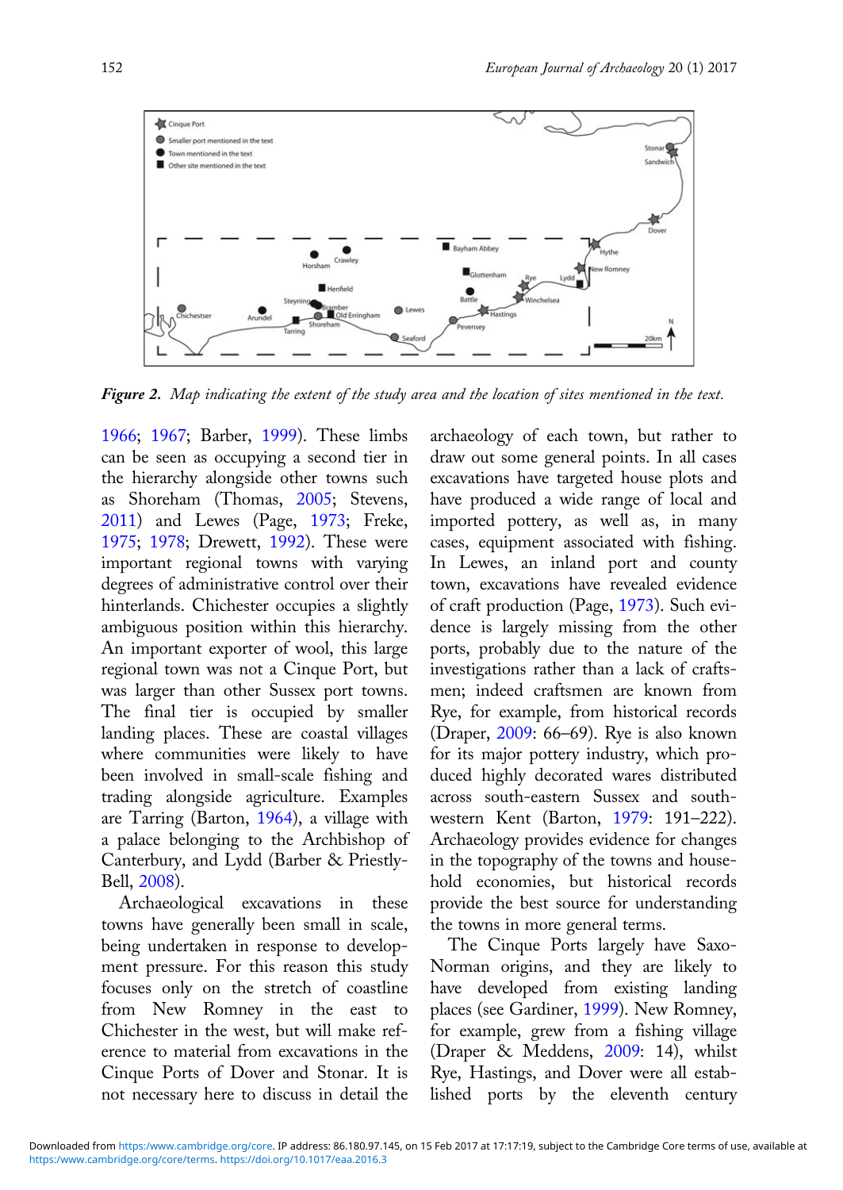*Figure 2. Map indicating the extent of the study area and the location of sites mentioned in the text.*

1966; 1967; Barber, 1999). These limbs can be seen as occupying a second tier in the hierarchy alongside other towns such as Shoreham (Thomas, 2005; Stevens, 2011) and Lewes (Page, 1973; Freke, 1975; 1978; Drewett, 1992). These were important regional towns with varying degrees of administrative control over their hinterlands. Chichester occupies a slightly ambiguous position within this hierarchy. An important exporter of wool, this large regional town was not a Cinque Port, but was larger than other Sussex port towns. The final tier is occupied by smaller landing places. These are coastal villages where communities were likely to have been involved in small-scale fishing and trading alongside agriculture. Examples are Tarring (Barton, 1964), a village with a palace belonging to the Archbishop of Canterbury, and Lydd (Barber & Priestly-Bell, 2008).

Archaeological excavations in these towns have generally been small in scale, being undertaken in response to development pressure. For this reason this study focuses only on the stretch of coastline from New Romney in the east to Chichester in the west, but will make reference to material from excavations in the Cinque Ports of Dover and Stonar. It is not necessary here to discuss in detail the archaeology of each town, but rather to draw out some general points. In all cases excavations have targeted house plots and have produced a wide range of local and imported pottery, as well as, in many cases, equipment associated with fishing. In Lewes, an inland port and county town, excavations have revealed evidence of craft production (Page, 1973). Such evidence is largely missing from the other ports, probably due to the nature of the investigations rather than a lack of craftsmen; indeed craftsmen are known from Rye, for example, from historical records (Draper, 2009: 66–69). Rye is also known for its major pottery industry, which produced highly decorated wares distributed across south-eastern Sussex and south-western Kent (Barton, 1979: 191–222). Archaeology provides evidence for changes in the topography of the towns and household economies, but historical records provide the best source for understanding the towns in more general terms.

The Cinque Ports largely have Saxo-Norman origins, and they are likely to have developed from existing landing places (see Gardiner, 1999). New Romney, for example, grew from a fishing village (Draper & Meddens, 2009: 14), whilst Rye, Hastings, and Dover were all established ports by the eleventh century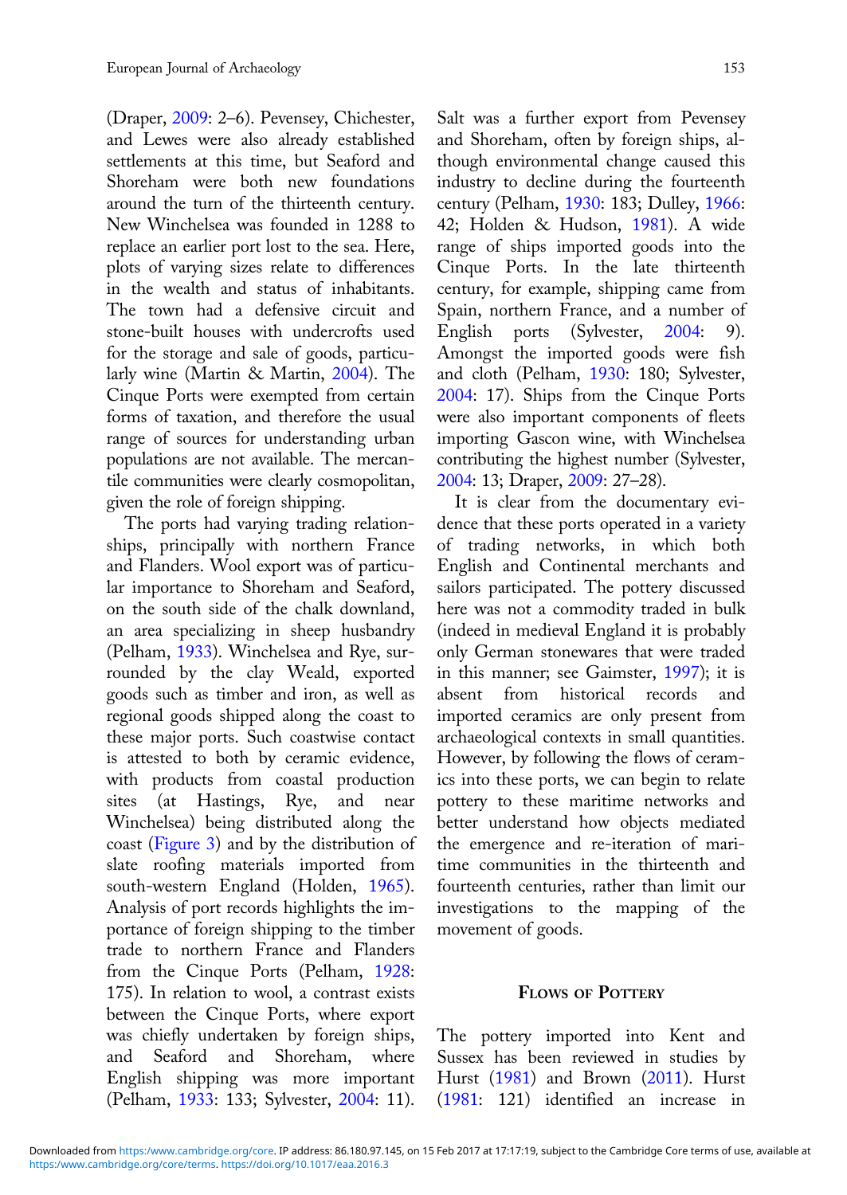(Draper, 2009: 2–6). Pevensey, Chichester, and Lewes were also already established settlements at this time, but Seaford and Shoreham were both new foundations around the turn of the thirteenth century. New Winchelsea was founded in 1288 to replace an earlier port lost to the sea. Here, plots of varying sizes relate to differences in the wealth and status of inhabitants. The town had a defensive circuit and stone-built houses with undercrofts used for the storage and sale of goods, particularly wine (Martin & Martin, 2004). The Cinque Ports were exempted from certain forms of taxation, and therefore the usual range of sources for understanding urban populations are not available. The mercantile communities were clearly cosmopolitan, given the role of foreign shipping.

The ports had varying trading relationships, principally with northern France and Flanders. Wool export was of particular importance to Shoreham and Seaford, on the south side of the chalk downland, an area specializing in sheep husbandry (Pelham, 1933). Winchelsea and Rye, surrounded by the clay Weald, exported goods such as timber and iron, as well as regional goods shipped along the coast to these major ports. Such coastwise contact is attested to both by ceramic evidence, with products from coastal production sites (at Hastings, Rye, and near Winchelsea) being distributed along the coast (Figure 3) and by the distribution of slate roofing materials imported from south-western England (Holden, 1965). Analysis of port records highlights the importance of foreign shipping to the timber trade to northern France and Flanders from the Cinque Ports (Pelham, 1928: 175). In relation to wool, a contrast exists between the Cinque Ports, where export was chiefly undertaken by foreign ships, and Seaford and Shoreham, where English shipping was more important (Pelham, 1933: 133; Sylvester, 2004: 11). Salt was a further export from Pevensey and Shoreham, often by foreign ships, although environmental change caused this industry to decline during the fourteenth century (Pelham, 1930: 183; Dulley, 1966: 42; Holden & Hudson, 1981). A wide range of ships imported goods into the Cinque Ports. In the late thirteenth century, for example, shipping came from Spain, northern France, and a number of English ports (Sylvester, 2004: 9). Amongst the imported goods were fish and cloth (Pelham, 1930: 180; Sylvester, 2004: 17). Ships from the Cinque Ports were also important components of fleets importing Gascon wine, with Winchelsea contributing the highest number (Sylvester, 2004: 13; Draper, 2009: 27–28).

It is clear from the documentary evidence that these ports operated in a variety of trading networks, in which both English and Continental merchants and sailors participated. The pottery discussed here was not a commodity traded in bulk (indeed in medieval England it is probably only German stonewares that were traded in this manner; see Gaimster, 1997); it is absent from historical records and imported ceramics are only present from archaeological contexts in small quantities. However, by following the flows of ceramics into these ports, we can begin to relate pottery to these maritime networks and better understand how objects mediated the emergence and re-iteration of maritime communities in the thirteenth and fourteenth centuries, rather than limit our investigations to the mapping of the movement of goods.

## Flows of Pottery

The pottery imported into Kent and Sussex has been reviewed in studies by Hurst (1981) and Brown (2011). Hurst (1981: 121) identified an increase in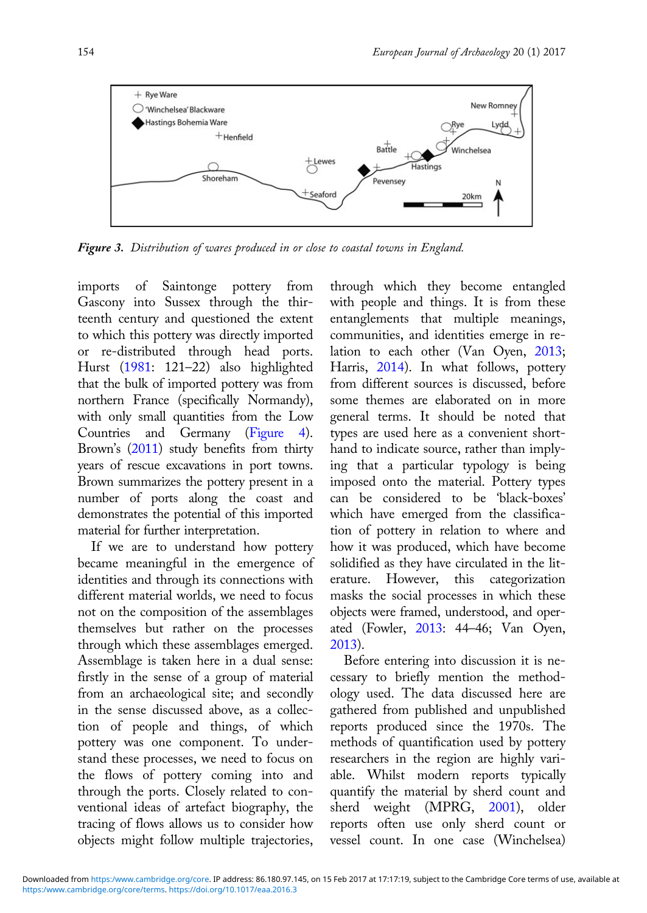+ Rye Ware
'Winchelsea' Blackware
Hastings Bohemia Ware
Henfield
Shoreham
Lewes
Seaford
Pevensey
Battle
Hastings
Winchelsea
Rye
New Romney
Lydd
20km
N

*Figure 3. Distribution of wares produced in or close to coastal towns in England.*

imports of Saintonge pottery from Gascony into Sussex through the thirteenth century and questioned the extent to which this pottery was directly imported or re-distributed through head ports. Hurst (1981: 121–22) also highlighted that the bulk of imported pottery was from northern France (specifically Normandy), with only small quantities from the Low Countries and Germany (Figure 4). Brown's (2011) study benefits from thirty years of rescue excavations in port towns. Brown summarizes the pottery present in a number of ports along the coast and demonstrates the potential of this imported material for further interpretation.

If we are to understand how pottery became meaningful in the emergence of identities and through its connections with different material worlds, we need to focus not on the composition of the assemblages themselves but rather on the processes through which these assemblages emerged. Assemblage is taken here in a dual sense: firstly in the sense of a group of material from an archaeological site; and secondly in the sense discussed above, as a collection of people and things, of which pottery was one component. To understand these processes, we need to focus on the flows of pottery coming into and through the ports. Closely related to conventional ideas of artefact biography, the tracing of flows allows us to consider how objects might follow multiple trajectories, through which they become entangled with people and things. It is from these entanglements that multiple meanings, communities, and identities emerge in relation to each other (Van Oyen, 2013; Harris, 2014). In what follows, pottery from different sources is discussed, before some themes are elaborated on in more general terms. It should be noted that types are used here as a convenient shorthand to indicate source, rather than implying that a particular typology is being imposed onto the material. Pottery types can be considered to be 'black-boxes' which have emerged from the classification of pottery in relation to where and how it was produced, which have become solidified as they have circulated in the literature. However, this categorization masks the social processes in which these objects were framed, understood, and operated (Fowler, 2013: 44–46; Van Oyen, 2013).

Before entering into discussion it is necessary to briefly mention the methodology used. The data discussed here are gathered from published and unpublished reports produced since the 1970s. The methods of quantification used by pottery researchers in the region are highly variable. Whilst modern reports typically quantify the material by sherd count and sherd weight (MPRG, 2001), older reports often use only sherd count or vessel count. In one case (Winchelsea)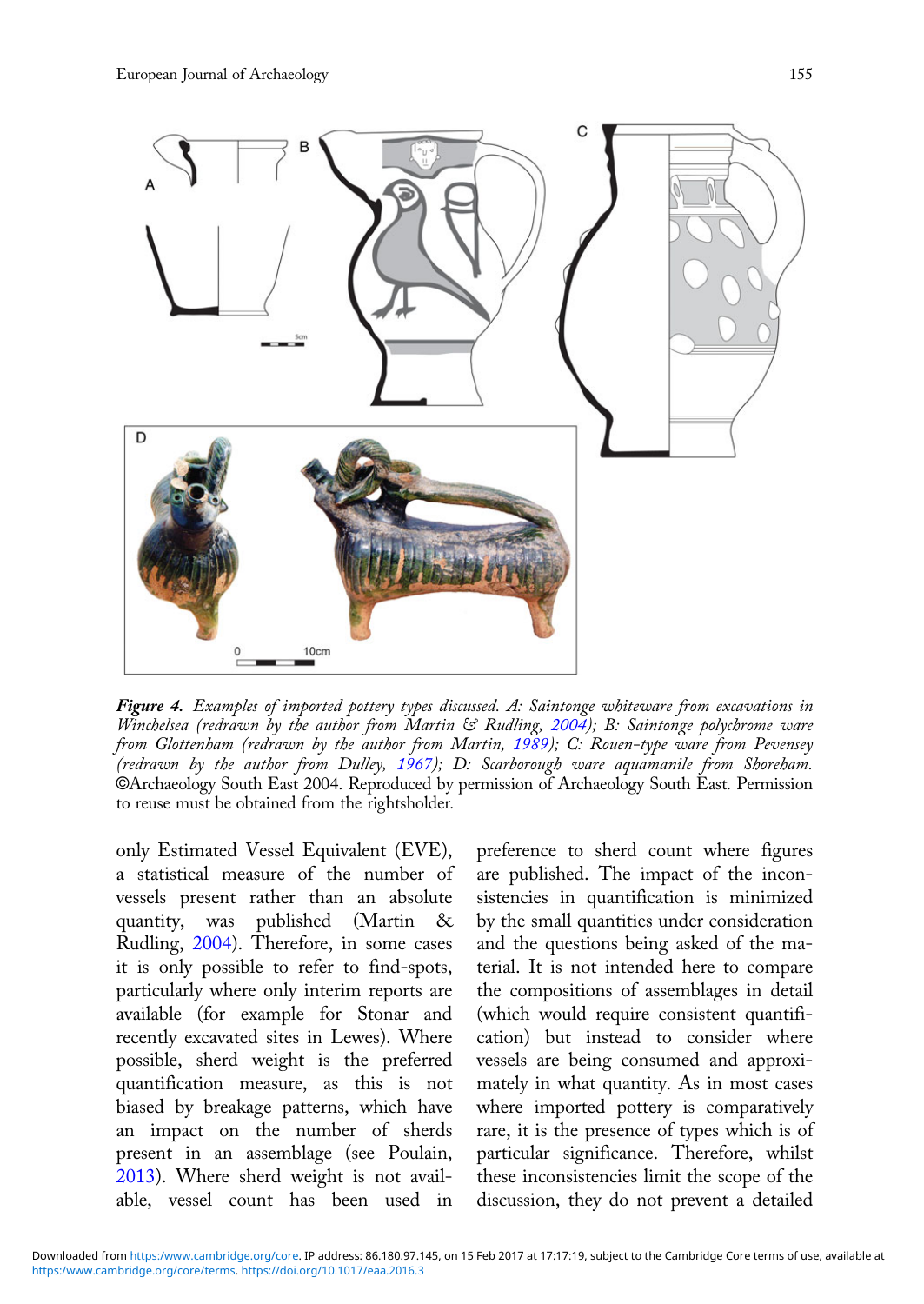*Figure 4. Examples of imported pottery types discussed. A: Saintonge whiteware from excavations in Winchelsea (redrawn by the author from Martin & Rudling, 2004); B: Saintonge polychrome ware from Glottenham (redrawn by the author from Martin, 1989); C: Rouen-type ware from Pevensey (redrawn by the author from Dulley, 1967); D: Scarborough ware aquamanile from Shoreham.* ©Archaeology South East 2004. Reproduced by permission of Archaeology South East. Permission to reuse must be obtained from the rightsholder.

only Estimated Vessel Equivalent (EVE), a statistical measure of the number of vessels present rather than an absolute quantity, was published (Martin & Rudling, 2004). Therefore, in some cases it is only possible to refer to find-spots, particularly where only interim reports are available (for example for Stonar and recently excavated sites in Lewes). Where possible, sherd weight is the preferred quantification measure, as this is not biased by breakage patterns, which have an impact on the number of sherds present in an assemblage (see Poulain, 2013). Where sherd weight is not available, vessel count has been used in preference to sherd count where figures are published. The impact of the inconsistencies in quantification is minimized by the small quantities under consideration and the questions being asked of the material. It is not intended here to compare the compositions of assemblages in detail (which would require consistent quantification) but instead to consider where vessels are being consumed and approximately in what quantity. As in most cases where imported pottery is comparatively rare, it is the presence of types which is of particular significance. Therefore, whilst these inconsistencies limit the scope of the discussion, they do not prevent a detailed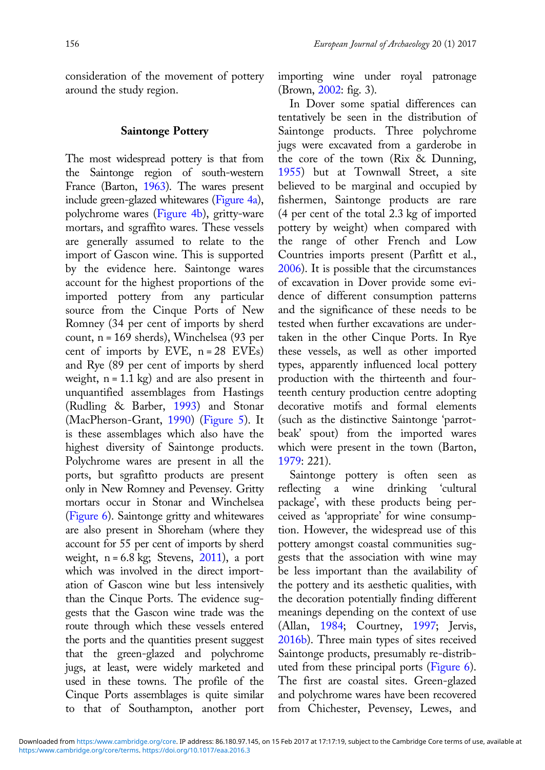consideration of the movement of pottery around the study region.

### Saintonge Pottery

The most widespread pottery is that from the Saintonge region of south-western France (Barton, 1963). The wares present include green-glazed whitewares (Figure 4a), polychrome wares (Figure 4b), gritty-ware mortars, and sgraffito wares. These vessels are generally assumed to relate to the import of Gascon wine. This is supported by the evidence here. Saintonge wares account for the highest proportions of the imported pottery from any particular source from the Cinque Ports of New Romney (34 per cent of imports by sherd count, n = 169 sherds), Winchelsea (93 per cent of imports by EVE, n = 28 EVEs) and Rye (89 per cent of imports by sherd weight, n = 1.1 kg) and are also present in unquantified assemblages from Hastings (Rudling & Barber, 1993) and Stonar (MacPherson-Grant, 1990) (Figure 5). It is these assemblages which also have the highest diversity of Saintonge products. Polychrome wares are present in all the ports, but sgrafitto products are present only in New Romney and Pevensey. Gritty mortars occur in Stonar and Winchelsea (Figure 6). Saintonge gritty and whitewares are also present in Shoreham (where they account for 55 per cent of imports by sherd weight, n = 6.8 kg; Stevens, 2011), a port which was involved in the direct importation of Gascon wine but less intensively than the Cinque Ports. The evidence suggests that the Gascon wine trade was the route through which these vessels entered the ports and the quantities present suggest that the green-glazed and polychrome jugs, at least, were widely marketed and used in these towns. The profile of the Cinque Ports assemblages is quite similar to that of Southampton, another port importing wine under royal patronage (Brown, 2002: fig. 3).

In Dover some spatial differences can tentatively be seen in the distribution of Saintonge products. Three polychrome jugs were excavated from a garderobe in the core of the town (Rix & Dunning, 1955) but at Townwall Street, a site believed to be marginal and occupied by fishermen, Saintonge products are rare (4 per cent of the total 2.3 kg of imported pottery by weight) when compared with the range of other French and Low Countries imports present (Parfitt et al., 2006). It is possible that the circumstances of excavation in Dover provide some evidence of different consumption patterns and the significance of these needs to be tested when further excavations are undertaken in the other Cinque Ports. In Rye these vessels, as well as other imported types, apparently influenced local pottery production with the thirteenth and fourteenth century production centre adopting decorative motifs and formal elements (such as the distinctive Saintonge 'parrot-beak' spout) from the imported wares which were present in the town (Barton, 1979: 221).

Saintonge pottery is often seen as reflecting a wine drinking 'cultural package', with these products being perceived as 'appropriate' for wine consumption. However, the widespread use of this pottery amongst coastal communities suggests that the association with wine may be less important than the availability of the pottery and its aesthetic qualities, with the decoration potentially finding different meanings depending on the context of use (Allan, 1984; Courtney, 1997; Jervis, 2016b). Three main types of sites received Saintonge products, presumably re-distributed from these principal ports (Figure 6). The first are coastal sites. Green-glazed and polychrome wares have been recovered from Chichester, Pevensey, Lewes, and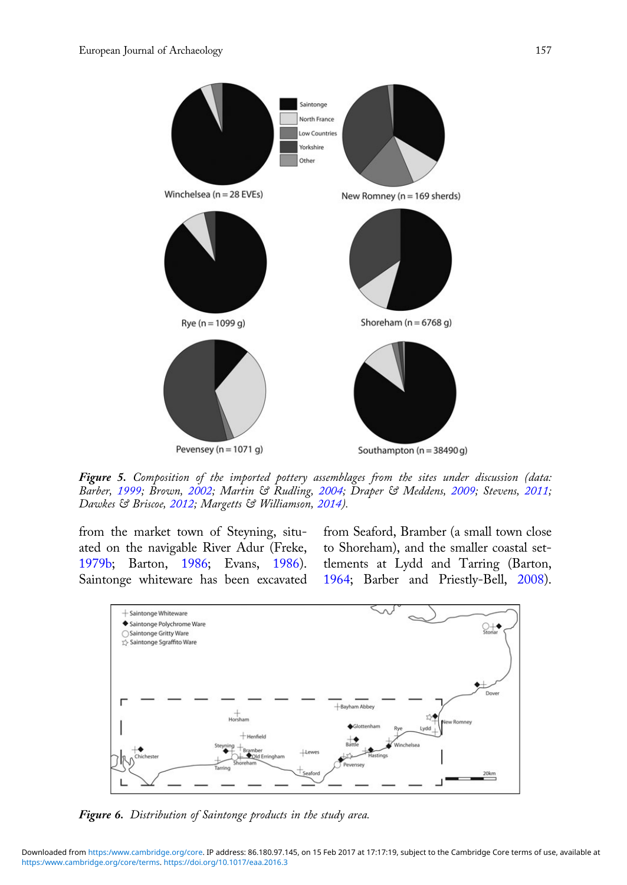*Figure 5. Composition of the imported pottery assemblages from the sites under discussion (data: Barber, 1999; Brown, 2002; Martin & Rudling, 2004; Draper & Meddens, 2009; Stevens, 2011; Dawkes & Briscoe, 2012; Margetts & Williamson, 2014).*

from the market town of Steyning, situated on the navigable River Adur (Freke, 1979b; Barton, 1986; Evans, 1986). Saintonge whiteware has been excavated from Seaford, Bramber (a small town close to Shoreham), and the smaller coastal settlements at Lydd and Tarring (Barton, 1964; Barber and Priestly-Bell, 2008).

*Figure 6. Distribution of Saintonge products in the study area.*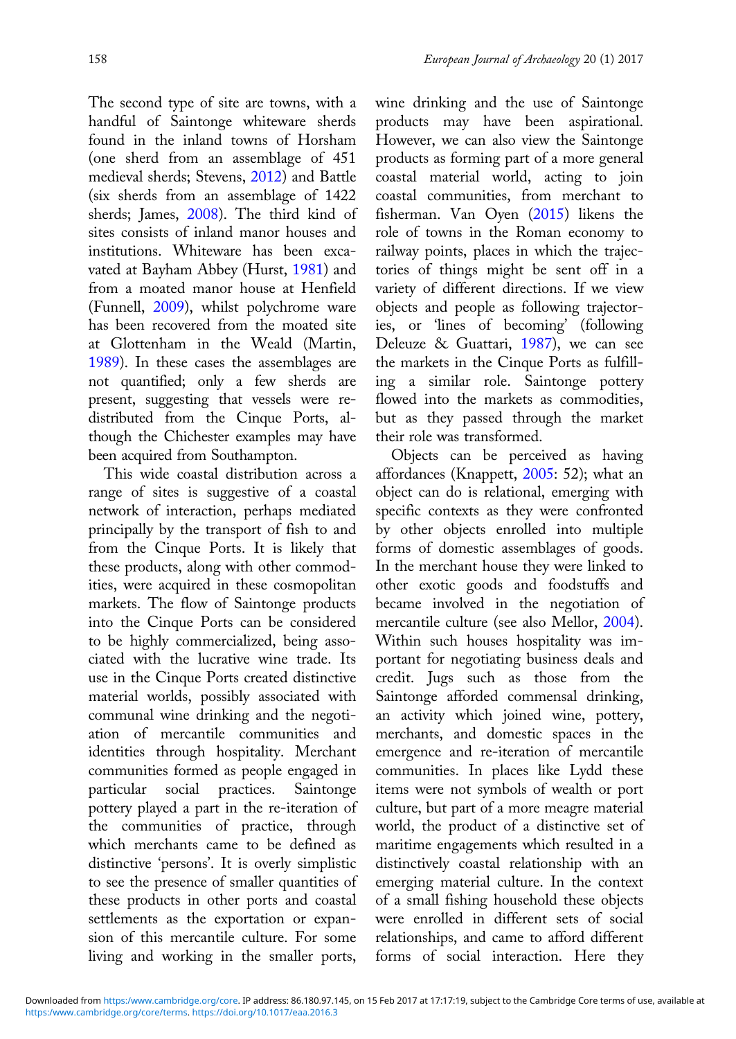The second type of site are towns, with a handful of Saintonge whiteware sherds found in the inland towns of Horsham (one sherd from an assemblage of 451 medieval sherds; Stevens, 2012) and Battle (six sherds from an assemblage of 1422 sherds; James, 2008). The third kind of sites consists of inland manor houses and institutions. Whiteware has been excavated at Bayham Abbey (Hurst, 1981) and from a moated manor house at Henfield (Funnell, 2009), whilst polychrome ware has been recovered from the moated site at Glottenham in the Weald (Martin, 1989). In these cases the assemblages are not quantified; only a few sherds are present, suggesting that vessels were redistributed from the Cinque Ports, although the Chichester examples may have been acquired from Southampton.

This wide coastal distribution across a range of sites is suggestive of a coastal network of interaction, perhaps mediated principally by the transport of fish to and from the Cinque Ports. It is likely that these products, along with other commodities, were acquired in these cosmopolitan markets. The flow of Saintonge products into the Cinque Ports can be considered to be highly commercialized, being associated with the lucrative wine trade. Its use in the Cinque Ports created distinctive material worlds, possibly associated with communal wine drinking and the negotiation of mercantile communities and identities through hospitality. Merchant communities formed as people engaged in particular social practices. Saintonge pottery played a part in the re-iteration of the communities of practice, through which merchants came to be defined as distinctive 'persons'. It is overly simplistic to see the presence of smaller quantities of these products in other ports and coastal settlements as the exportation or expansion of this mercantile culture. For some living and working in the smaller ports, wine drinking and the use of Saintonge products may have been aspirational. However, we can also view the Saintonge products as forming part of a more general coastal material world, acting to join coastal communities, from merchant to fisherman. Van Oyen (2015) likens the role of towns in the Roman economy to railway points, places in which the trajectories of things might be sent off in a variety of different directions. If we view objects and people as following trajectories, or 'lines of becoming' (following Deleuze & Guattari, 1987), we can see the markets in the Cinque Ports as fulfilling a similar role. Saintonge pottery flowed into the markets as commodities, but as they passed through the market their role was transformed.

Objects can be perceived as having affordances (Knappett, 2005: 52); what an object can do is relational, emerging with specific contexts as they were confronted by other objects enrolled into multiple forms of domestic assemblages of goods. In the merchant house they were linked to other exotic goods and foodstuffs and became involved in the negotiation of mercantile culture (see also Mellor, 2004). Within such houses hospitality was important for negotiating business deals and credit. Jugs such as those from the Saintonge afforded commensal drinking, an activity which joined wine, pottery, merchants, and domestic spaces in the emergence and re-iteration of mercantile communities. In places like Lydd these items were not symbols of wealth or port culture, but part of a more meagre material world, the product of a distinctive set of maritime engagements which resulted in a distinctively coastal relationship with an emerging material culture. In the context of a small fishing household these objects were enrolled in different sets of social relationships, and came to afford different forms of social interaction. Here they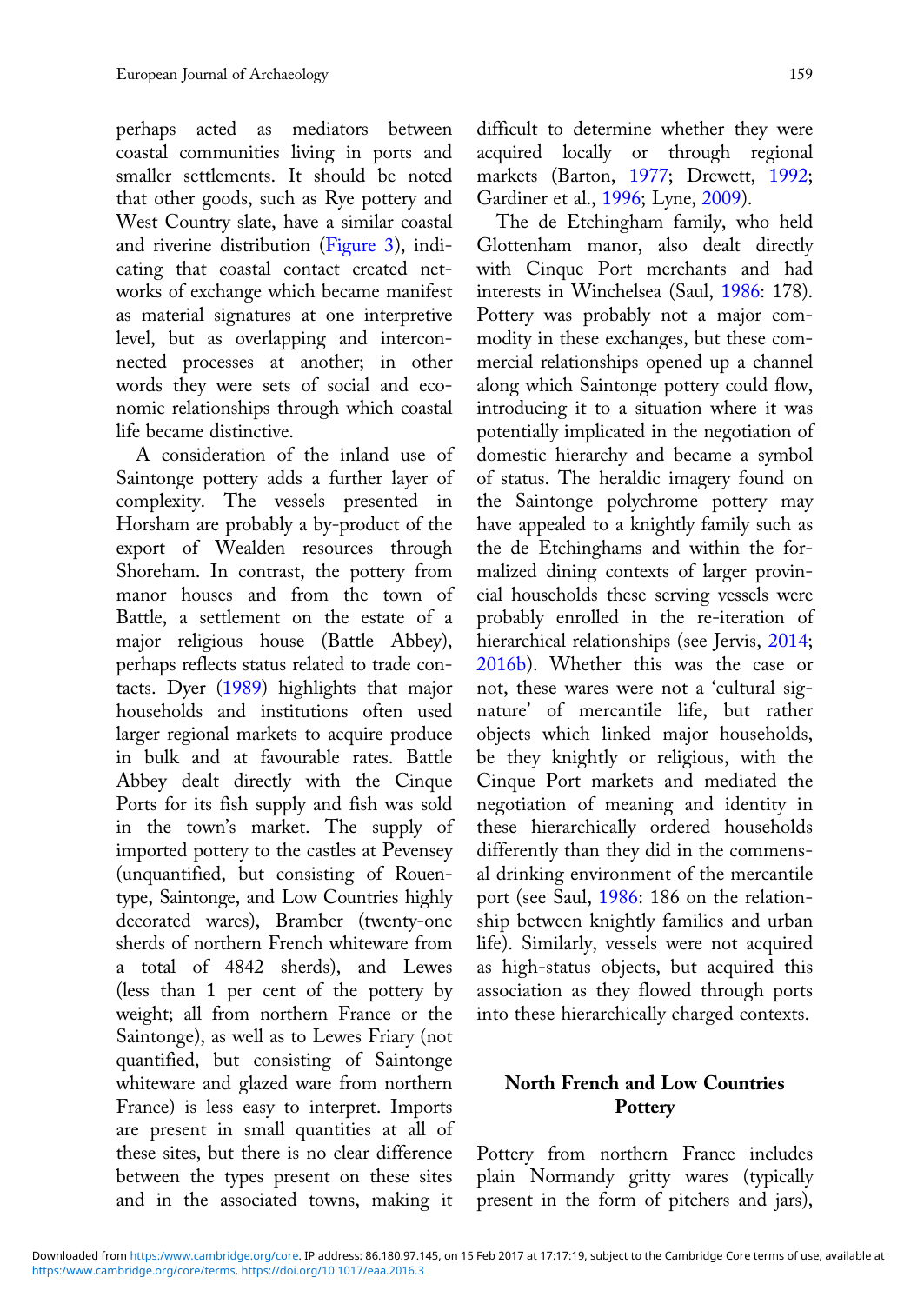perhaps acted as mediators between coastal communities living in ports and smaller settlements. It should be noted that other goods, such as Rye pottery and West Country slate, have a similar coastal and riverine distribution (Figure 3), indicating that coastal contact created networks of exchange which became manifest as material signatures at one interpretive level, but as overlapping and interconnected processes at another; in other words they were sets of social and economic relationships through which coastal life became distinctive.

A consideration of the inland use of Saintonge pottery adds a further layer of complexity. The vessels presented in Horsham are probably a by-product of the export of Wealden resources through Shoreham. In contrast, the pottery from manor houses and from the town of Battle, a settlement on the estate of a major religious house (Battle Abbey), perhaps reflects status related to trade contacts. Dyer (1989) highlights that major households and institutions often used larger regional markets to acquire produce in bulk and at favourable rates. Battle Abbey dealt directly with the Cinque Ports for its fish supply and fish was sold in the town's market. The supply of imported pottery to the castles at Pevensey (unquantified, but consisting of Rouen-type, Saintonge, and Low Countries highly decorated wares), Bramber (twenty-one sherds of northern French whiteware from a total of 4842 sherds), and Lewes (less than 1 per cent of the pottery by weight; all from northern France or the Saintonge), as well as to Lewes Friary (not quantified, but consisting of Saintonge whiteware and glazed ware from northern France) is less easy to interpret. Imports are present in small quantities at all of these sites, but there is no clear difference between the types present on these sites and in the associated towns, making it difficult to determine whether they were acquired locally or through regional markets (Barton, 1977; Drewett, 1992; Gardiner et al., 1996; Lyne, 2009).

The de Etchingham family, who held Glottenham manor, also dealt directly with Cinque Port merchants and had interests in Winchelsea (Saul, 1986: 178). Pottery was probably not a major commodity in these exchanges, but these commercial relationships opened up a channel along which Saintonge pottery could flow, introducing it to a situation where it was potentially implicated in the negotiation of domestic hierarchy and became a symbol of status. The heraldic imagery found on the Saintonge polychrome pottery may have appealed to a knightly family such as the de Etchinghams and within the formalized dining contexts of larger provincial households these serving vessels were probably enrolled in the re-iteration of hierarchical relationships (see Jervis, 2014; 2016b). Whether this was the case or not, these wares were not a 'cultural signature' of mercantile life, but rather objects which linked major households, be they knightly or religious, with the Cinque Port markets and mediated the negotiation of meaning and identity in these hierarchically ordered households differently than they did in the commensal drinking environment of the mercantile port (see Saul, 1986: 186 on the relationship between knightly families and urban life). Similarly, vessels were not acquired as high-status objects, but acquired this association as they flowed through ports into these hierarchically charged contexts.

## North French and Low Countries Pottery

Pottery from northern France includes plain Normandy gritty wares (typically present in the form of pitchers and jars),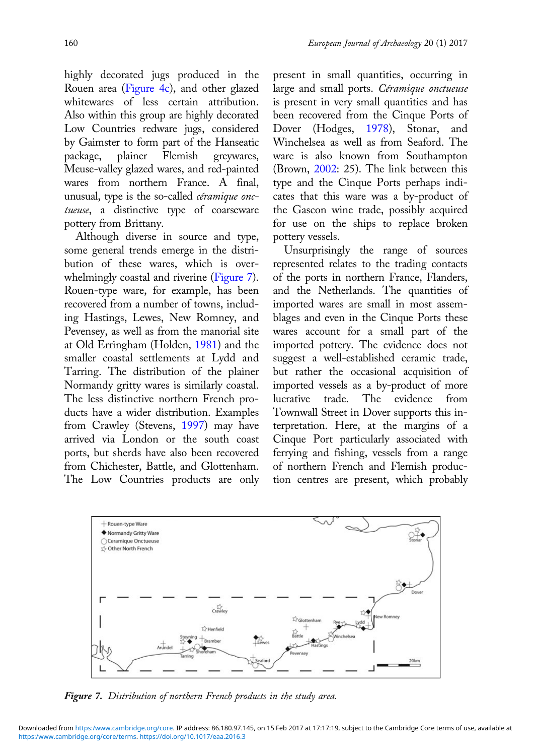highly decorated jugs produced in the Rouen area (Figure 4c), and other glazed whitewares of less certain attribution. Also within this group are highly decorated Low Countries redware jugs, considered by Gaimster to form part of the Hanseatic package, plainer Flemish greywares, Meuse-valley glazed wares, and red-painted wares from northern France. A final, unusual, type is the so-called *céramique onctueuse*, a distinctive type of coarseware pottery from Brittany.

Although diverse in source and type, some general trends emerge in the distribution of these wares, which is overwhelmingly coastal and riverine (Figure 7). Rouen-type ware, for example, has been recovered from a number of towns, including Hastings, Lewes, New Romney, and Pevensey, as well as from the manorial site at Old Erringham (Holden, 1981) and the smaller coastal settlements at Lydd and Tarring. The distribution of the plainer Normandy gritty wares is similarly coastal. The less distinctive northern French products have a wider distribution. Examples from Crawley (Stevens, 1997) may have arrived via London or the south coast ports, but sherds have also been recovered from Chichester, Battle, and Glottenham. The Low Countries products are only present in small quantities, occurring in large and small ports. *Céramique onctueuse* is present in very small quantities and has been recovered from the Cinque Ports of Dover (Hodges, 1978), Stonar, and Winchelsea as well as from Seaford. The ware is also known from Southampton (Brown, 2002: 25). The link between this type and the Cinque Ports perhaps indicates that this ware was a by-product of the Gascon wine trade, possibly acquired for use on the ships to replace broken pottery vessels.

Unsurprisingly the range of sources represented relates to the trading contacts of the ports in northern France, Flanders, and the Netherlands. The quantities of imported wares are small in most assemblages and even in the Cinque Ports these wares account for a small part of the imported pottery. The evidence does not suggest a well-established ceramic trade, but rather the occasional acquisition of imported vessels as a by-product of more lucrative trade. The evidence from Townwall Street in Dover supports this interpretation. Here, at the margins of a Cinque Port particularly associated with ferrying and fishing, vessels from a range of northern French and Flemish production centres are present, which probably

*Figure 7. Distribution of northern French products in the study area.*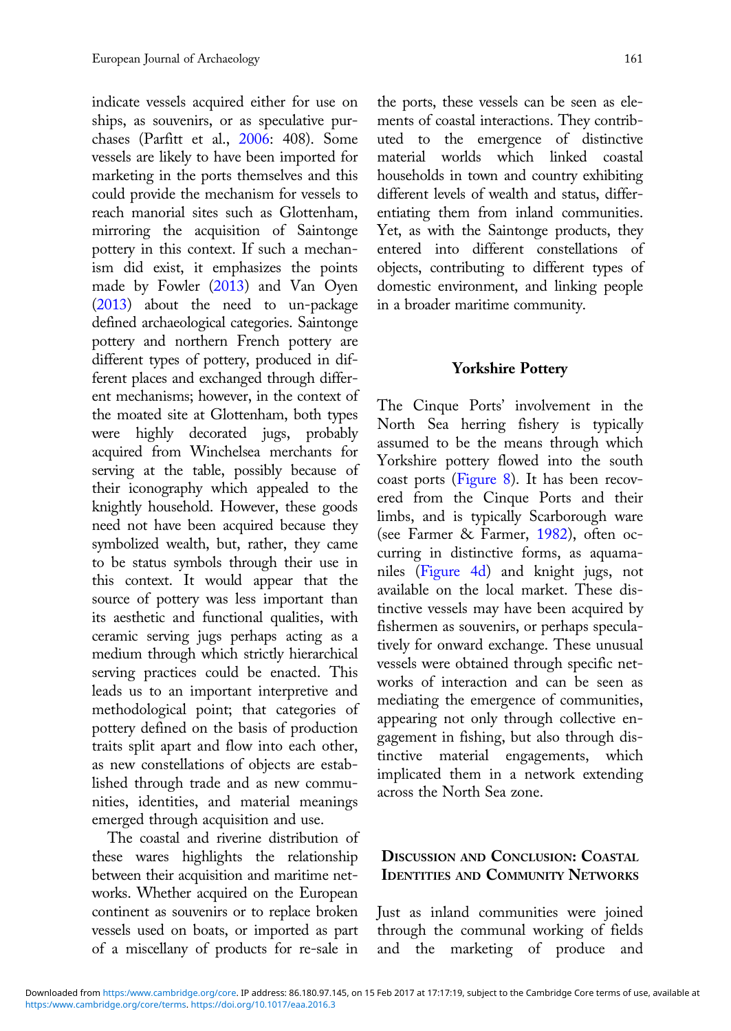indicate vessels acquired either for use on ships, as souvenirs, or as speculative purchases (Parfitt et al., 2006: 408). Some vessels are likely to have been imported for marketing in the ports themselves and this could provide the mechanism for vessels to reach manorial sites such as Glottenham, mirroring the acquisition of Saintonge pottery in this context. If such a mechanism did exist, it emphasizes the points made by Fowler (2013) and Van Oyen (2013) about the need to un-package defined archaeological categories. Saintonge pottery and northern French pottery are different types of pottery, produced in different places and exchanged through different mechanisms; however, in the context of the moated site at Glottenham, both types were highly decorated jugs, probably acquired from Winchelsea merchants for serving at the table, possibly because of their iconography which appealed to the knightly household. However, these goods need not have been acquired because they symbolized wealth, but, rather, they came to be status symbols through their use in this context. It would appear that the source of pottery was less important than its aesthetic and functional qualities, with ceramic serving jugs perhaps acting as a medium through which strictly hierarchical serving practices could be enacted. This leads us to an important interpretive and methodological point; that categories of pottery defined on the basis of production traits split apart and flow into each other, as new constellations of objects are established through trade and as new communities, identities, and material meanings emerged through acquisition and use.

The coastal and riverine distribution of these wares highlights the relationship between their acquisition and maritime networks. Whether acquired on the European continent as souvenirs or to replace broken vessels used on boats, or imported as part of a miscellany of products for re-sale in the ports, these vessels can be seen as elements of coastal interactions. They contributed to the emergence of distinctive material worlds which linked coastal households in town and country exhibiting different levels of wealth and status, differentiating them from inland communities. Yet, as with the Saintonge products, they entered into different constellations of objects, contributing to different types of domestic environment, and linking people in a broader maritime community.

### Yorkshire Pottery

The Cinque Ports' involvement in the North Sea herring fishery is typically assumed to be the means through which Yorkshire pottery flowed into the south coast ports (Figure 8). It has been recovered from the Cinque Ports and their limbs, and is typically Scarborough ware (see Farmer & Farmer, 1982), often occurring in distinctive forms, as aquamaniles (Figure 4d) and knight jugs, not available on the local market. These distinctive vessels may have been acquired by fishermen as souvenirs, or perhaps speculatively for onward exchange. These unusual vessels were obtained through specific networks of interaction and can be seen as mediating the emergence of communities, appearing not only through collective engagement in fishing, but also through distinctive material engagements, which implicated them in a network extending across the North Sea zone.

## Discussion and Conclusion: Coastal Identities and Community Networks

Just as inland communities were joined through the communal working of fields and the marketing of produce and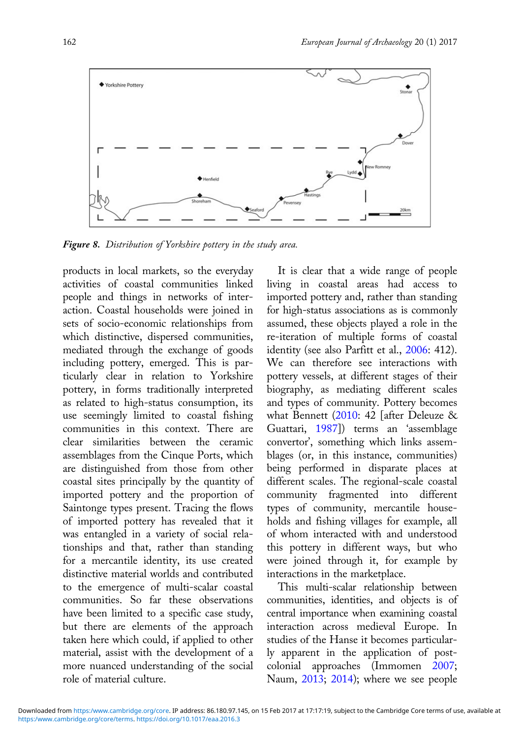Yorkshire Pottery

Stonar

Dover

New Romney

Lydd

Rye

Henfield

Hastings

Shoreham

Pevensey

Seaford

20km

***Figure 8.*** *Distribution of Yorkshire pottery in the study area.*

products in local markets, so the everyday activities of coastal communities linked people and things in networks of interaction. Coastal households were joined in sets of socio-economic relationships from which distinctive, dispersed communities, mediated through the exchange of goods including pottery, emerged. This is particularly clear in relation to Yorkshire pottery, in forms traditionally interpreted as related to high-status consumption, its use seemingly limited to coastal fishing communities in this context. There are clear similarities between the ceramic assemblages from the Cinque Ports, which are distinguished from those from other coastal sites principally by the quantity of imported pottery and the proportion of Saintonge types present. Tracing the flows of imported pottery has revealed that it was entangled in a variety of social relationships and that, rather than standing for a mercantile identity, its use created distinctive material worlds and contributed to the emergence of multi-scalar coastal communities. So far these observations have been limited to a specific case study, but there are elements of the approach taken here which could, if applied to other material, assist with the development of a more nuanced understanding of the social role of material culture.

It is clear that a wide range of people living in coastal areas had access to imported pottery and, rather than standing for high-status associations as is commonly assumed, these objects played a role in the re-iteration of multiple forms of coastal identity (see also Parfitt et al., 2006: 412). We can therefore see interactions with pottery vessels, at different stages of their biography, as mediating different scales and types of community. Pottery becomes what Bennett (2010: 42 [after Deleuze & Guattari, 1987]) terms an 'assemblage convertor', something which links assemblages (or, in this instance, communities) being performed in disparate places at different scales. The regional-scale coastal community fragmented into different types of community, mercantile households and fishing villages for example, all of whom interacted with and understood this pottery in different ways, but who were joined through it, for example by interactions in the marketplace.

This multi-scalar relationship between communities, identities, and objects is of central importance when examining coastal interaction across medieval Europe. In studies of the Hanse it becomes particularly apparent in the application of postcolonial approaches (Immomen 2007; Naum, 2013; 2014); where we see people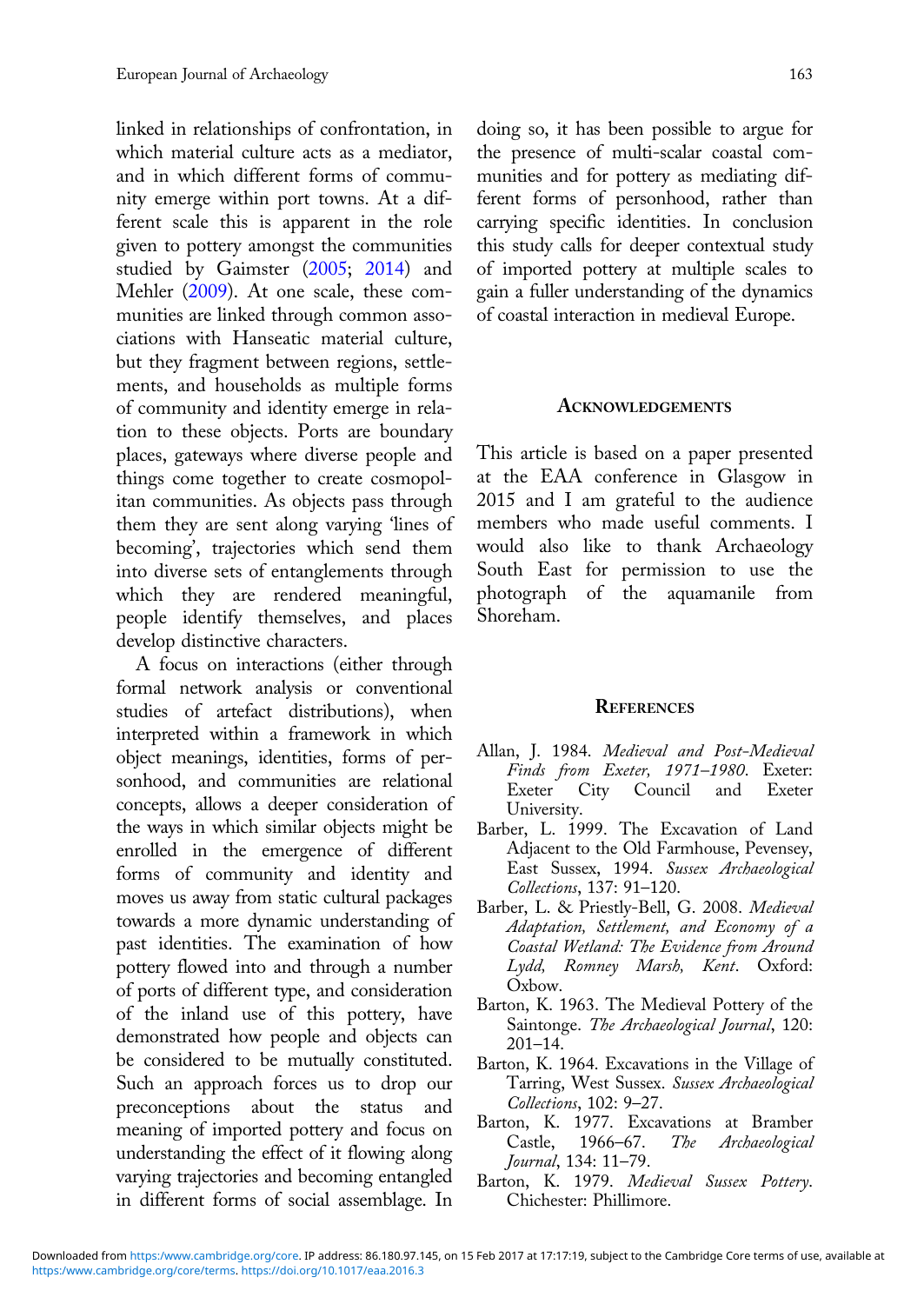linked in relationships of confrontation, in which material culture acts as a mediator, and in which different forms of community emerge within port towns. At a different scale this is apparent in the role given to pottery amongst the communities studied by Gaimster (2005; 2014) and Mehler (2009). At one scale, these communities are linked through common associations with Hanseatic material culture, but they fragment between regions, settlements, and households as multiple forms of community and identity emerge in relation to these objects. Ports are boundary places, gateways where diverse people and things come together to create cosmopolitan communities. As objects pass through them they are sent along varying 'lines of becoming', trajectories which send them into diverse sets of entanglements through which they are rendered meaningful, people identify themselves, and places develop distinctive characters.

A focus on interactions (either through formal network analysis or conventional studies of artefact distributions), when interpreted within a framework in which object meanings, identities, forms of personhood, and communities are relational concepts, allows a deeper consideration of the ways in which similar objects might be enrolled in the emergence of different forms of community and identity and moves us away from static cultural packages towards a more dynamic understanding of past identities. The examination of how pottery flowed into and through a number of ports of different type, and consideration of the inland use of this pottery, have demonstrated how people and objects can be considered to be mutually constituted. Such an approach forces us to drop our preconceptions about the status and meaning of imported pottery and focus on understanding the effect of it flowing along varying trajectories and becoming entangled in different forms of social assemblage. In doing so, it has been possible to argue for the presence of multi-scalar coastal communities and for pottery as mediating different forms of personhood, rather than carrying specific identities. In conclusion this study calls for deeper contextual study of imported pottery at multiple scales to gain a fuller understanding of the dynamics of coastal interaction in medieval Europe.

## Acknowledgements

This article is based on a paper presented at the EAA conference in Glasgow in 2015 and I am grateful to the audience members who made useful comments. I would also like to thank Archaeology South East for permission to use the photograph of the aquamanile from Shoreham.

## References

Allan, J. 1984. *Medieval and Post-Medieval Finds from Exeter, 1971–1980*. Exeter: Exeter City Council and Exeter University.

Barber, L. 1999. The Excavation of Land Adjacent to the Old Farmhouse, Pevensey, East Sussex, 1994. *Sussex Archaeological Collections*, 137: 91–120.

Barber, L. & Priestly-Bell, G. 2008. *Medieval Adaptation, Settlement, and Economy of a Coastal Wetland: The Evidence from Around Lydd, Romney Marsh, Kent*. Oxford: Oxbow.

Barton, K. 1963. The Medieval Pottery of the Saintonge. *The Archaeological Journal*, 120: 201–14.

Barton, K. 1964. Excavations in the Village of Tarring, West Sussex. *Sussex Archaeological Collections*, 102: 9–27.

Barton, K. 1977. Excavations at Bramber Castle, 1966–67. *The Archaeological Journal*, 134: 11–79.

Barton, K. 1979. *Medieval Sussex Pottery*. Chichester: Phillimore.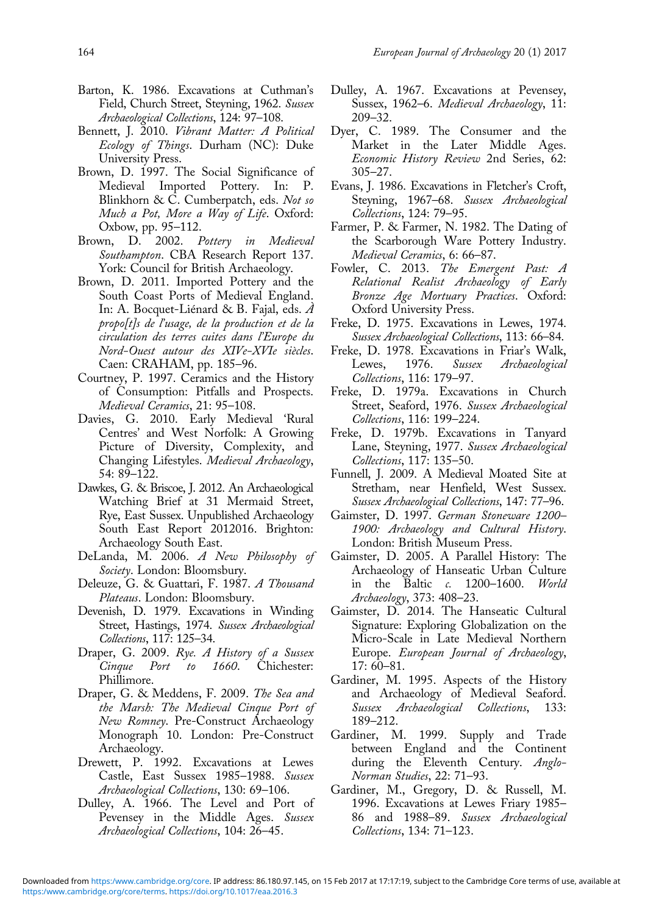Barton, K. 1986. Excavations at Cuthman's Field, Church Street, Steyning, 1962. *Sussex Archaeological Collections*, 124: 97–108.

Bennett, J. 2010. *Vibrant Matter: A Political Ecology of Things*. Durham (NC): Duke University Press.

Brown, D. 1997. The Social Significance of Medieval Imported Pottery. In: P. Blinkhorn & C. Cumberpatch, eds. *Not so Much a Pot, More a Way of Life*. Oxford: Oxbow, pp. 95–112.

Brown, D. 2002. *Pottery in Medieval Southampton*. CBA Research Report 137. York: Council for British Archaeology.

Brown, D. 2011. Imported Pottery and the South Coast Ports of Medieval England. In: A. Bocquet-Liénard & B. Fajal, eds. *À propo[t]s de l'usage, de la production et de la circulation des terres cuites dans l'Europe du Nord-Ouest autour des XIVe-XVIe siècles*. Caen: CRAHAM, pp. 185–96.

Courtney, P. 1997. Ceramics and the History of Consumption: Pitfalls and Prospects. *Medieval Ceramics*, 21: 95–108.

Davies, G. 2010. Early Medieval 'Rural Centres' and West Norfolk: A Growing Picture of Diversity, Complexity, and Changing Lifestyles. *Medieval Archaeology*, 54: 89–122.

Dawkes, G. & Briscoe, J. 2012. An Archaeological Watching Brief at 31 Mermaid Street, Rye, East Sussex. Unpublished Archaeology South East Report 2012016. Brighton: Archaeology South East.

DeLanda, M. 2006. *A New Philosophy of Society*. London: Bloomsbury.

Deleuze, G. & Guattari, F. 1987. *A Thousand Plateaus*. London: Bloomsbury.

Devenish, D. 1979. Excavations in Winding Street, Hastings, 1974. *Sussex Archaeological Collections*, 117: 125–34.

Draper, G. 2009. *Rye. A History of a Sussex Cinque Port to 1660*. Chichester: Phillimore.

Draper, G. & Meddens, F. 2009. *The Sea and the Marsh: The Medieval Cinque Port of New Romney*. Pre-Construct Archaeology Monograph 10. London: Pre-Construct Archaeology.

Drewett, P. 1992. Excavations at Lewes Castle, East Sussex 1985–1988. *Sussex Archaeological Collections*, 130: 69–106.

Dulley, A. 1966. The Level and Port of Pevensey in the Middle Ages. *Sussex Archaeological Collections*, 104: 26–45.

Dulley, A. 1967. Excavations at Pevensey, Sussex, 1962–6. *Medieval Archaeology*, 11: 209–32.

Dyer, C. 1989. The Consumer and the Market in the Later Middle Ages. *Economic History Review* 2nd Series, 62: 305–27.

Evans, J. 1986. Excavations in Fletcher's Croft, Steyning, 1967–68. *Sussex Archaeological Collections*, 124: 79–95.

Farmer, P. & Farmer, N. 1982. The Dating of the Scarborough Ware Pottery Industry. *Medieval Ceramics*, 6: 66–87.

Fowler, C. 2013. *The Emergent Past: A Relational Realist Archaeology of Early Bronze Age Mortuary Practices*. Oxford: Oxford University Press.

Freke, D. 1975. Excavations in Lewes, 1974. *Sussex Archaeological Collections*, 113: 66–84.

Freke, D. 1978. Excavations in Friar's Walk, Lewes, 1976. *Sussex Archaeological Collections*, 116: 179–97.

Freke, D. 1979a. Excavations in Church Street, Seaford, 1976. *Sussex Archaeological Collections*, 116: 199–224.

Freke, D. 1979b. Excavations in Tanyard Lane, Steyning, 1977. *Sussex Archaeological Collections*, 117: 135–50.

Funnell, J. 2009. A Medieval Moated Site at Stretham, near Henfield, West Sussex. *Sussex Archaeological Collections*, 147: 77–96.

Gaimster, D. 1997. *German Stoneware 1200–1900: Archaeology and Cultural History*. London: British Museum Press.

Gaimster, D. 2005. A Parallel History: The Archaeology of Hanseatic Urban Culture in the Baltic *c.* 1200–1600. *World Archaeology*, 373: 408–23.

Gaimster, D. 2014. The Hanseatic Cultural Signature: Exploring Globalization on the Micro-Scale in Late Medieval Northern Europe. *European Journal of Archaeology*, 17: 60–81.

Gardiner, M. 1995. Aspects of the History and Archaeology of Medieval Seaford. *Sussex Archaeological Collections*, 133: 189–212.

Gardiner, M. 1999. Supply and Trade between England and the Continent during the Eleventh Century. *Anglo-Norman Studies*, 22: 71–93.

Gardiner, M., Gregory, D. & Russell, M. 1996. Excavations at Lewes Friary 1985–86 and 1988–89. *Sussex Archaeological Collections*, 134: 71–123.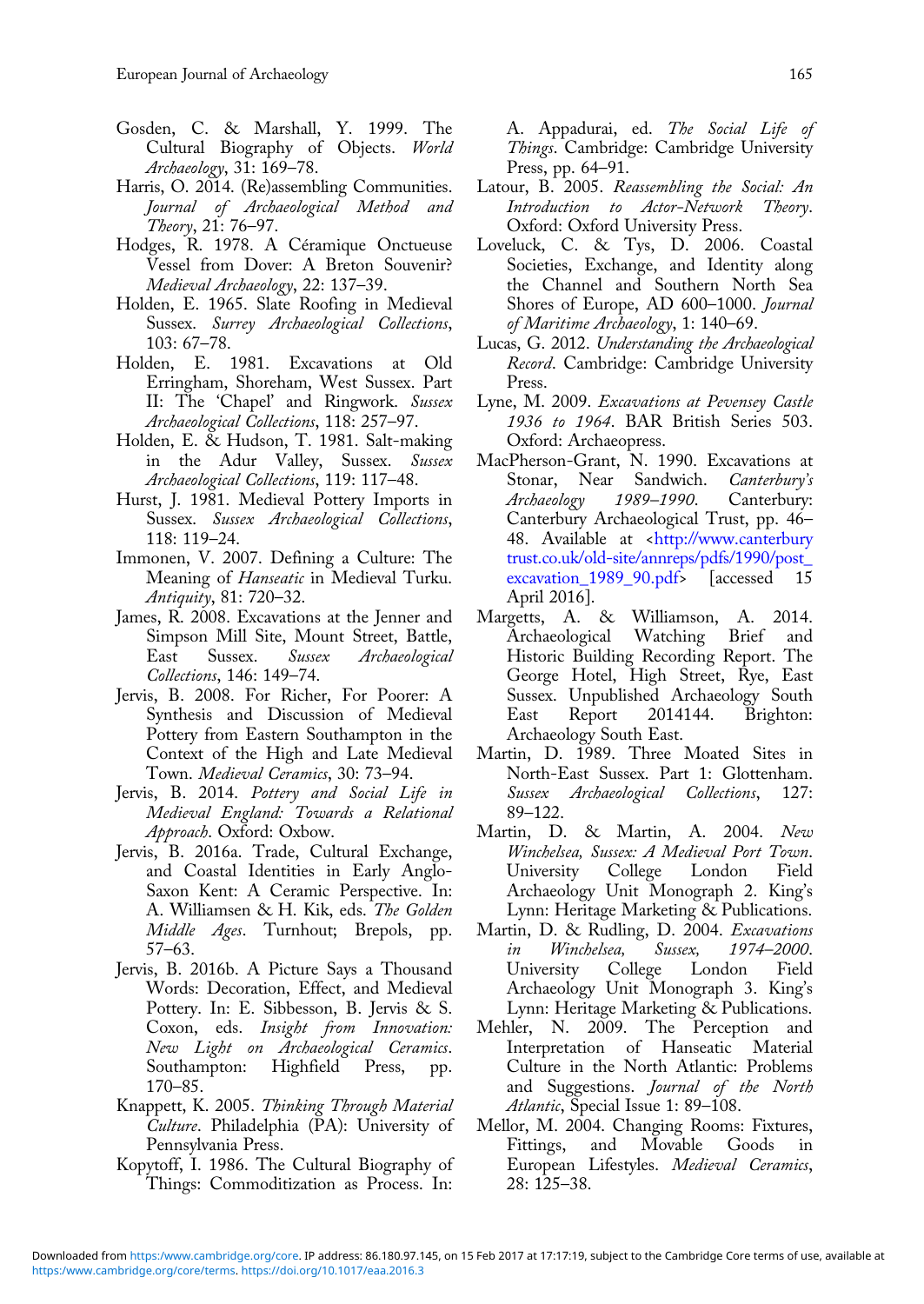Gosden, C. & Marshall, Y. 1999. The Cultural Biography of Objects. *World Archaeology*, 31: 169–78.

Harris, O. 2014. (Re)assembling Communities. *Journal of Archaeological Method and Theory*, 21: 76–97.

Hodges, R. 1978. A Céramique Onctueuse Vessel from Dover: A Breton Souvenir? *Medieval Archaeology*, 22: 137–39.

Holden, E. 1965. Slate Roofing in Medieval Sussex. *Surrey Archaeological Collections*, 103: 67–78.

Holden, E. 1981. Excavations at Old Erringham, Shoreham, West Sussex. Part II: The 'Chapel' and Ringwork. *Sussex Archaeological Collections*, 118: 257–97.

Holden, E. & Hudson, T. 1981. Salt-making in the Adur Valley, Sussex. *Sussex Archaeological Collections*, 119: 117–48.

Hurst, J. 1981. Medieval Pottery Imports in Sussex. *Sussex Archaeological Collections*, 118: 119–24.

Immonen, V. 2007. Defining a Culture: The Meaning of *Hanseatic* in Medieval Turku. *Antiquity*, 81: 720–32.

James, R. 2008. Excavations at the Jenner and Simpson Mill Site, Mount Street, Battle, East Sussex. *Sussex Archaeological Collections*, 146: 149–74.

Jervis, B. 2008. For Richer, For Poorer: A Synthesis and Discussion of Medieval Pottery from Eastern Southampton in the Context of the High and Late Medieval Town. *Medieval Ceramics*, 30: 73–94.

Jervis, B. 2014. *Pottery and Social Life in Medieval England: Towards a Relational Approach*. Oxford: Oxbow.

Jervis, B. 2016a. Trade, Cultural Exchange, and Coastal Identities in Early Anglo-Saxon Kent: A Ceramic Perspective. In: A. Williamsen & H. Kik, eds. *The Golden Middle Ages*. Turnhout; Brepols, pp. 57–63.

Jervis, B. 2016b. A Picture Says a Thousand Words: Decoration, Effect, and Medieval Pottery. In: E. Sibbesson, B. Jervis & S. Coxon, eds. *Insight from Innovation: New Light on Archaeological Ceramics*. Southampton: Highfield Press, pp. 170–85.

Knappett, K. 2005. *Thinking Through Material Culture*. Philadelphia (PA): University of Pennsylvania Press.

Kopytoff, I. 1986. The Cultural Biography of Things: Commoditization as Process. In: A. Appadurai, ed. *The Social Life of Things*. Cambridge: Cambridge University Press, pp. 64–91.

Latour, B. 2005. *Reassembling the Social: An Introduction to Actor-Network Theory*. Oxford: Oxford University Press.

Loveluck, C. & Tys, D. 2006. Coastal Societies, Exchange, and Identity along the Channel and Southern North Sea Shores of Europe, AD 600–1000. *Journal of Maritime Archaeology*, 1: 140–69.

Lucas, G. 2012. *Understanding the Archaeological Record*. Cambridge: Cambridge University Press.

Lyne, M. 2009. *Excavations at Pevensey Castle 1936 to 1964*. BAR British Series 503. Oxford: Archaeopress.

MacPherson-Grant, N. 1990. Excavations at Stonar, Near Sandwich. *Canterbury's Archaeology 1989–1990*. Canterbury: Canterbury Archaeological Trust, pp. 46–48. Available at <http://www.canterburytrust.co.uk/old-site/annreps/pdfs/1990/post_excavation_1989_90.pdf> [accessed 15 April 2016].

Margetts, A. & Williamson, A. 2014. Archaeological Watching Brief and Historic Building Recording Report. The George Hotel, High Street, Rye, East Sussex. Unpublished Archaeology South East Report 2014144. Brighton: Archaeology South East.

Martin, D. 1989. Three Moated Sites in North-East Sussex. Part 1: Glottenham. *Sussex Archaeological Collections*, 127: 89–122.

Martin, D. & Martin, A. 2004. *New Winchelsea, Sussex: A Medieval Port Town*. University College London Field Archaeology Unit Monograph 2. King's Lynn: Heritage Marketing & Publications.

Martin, D. & Rudling, D. 2004. *Excavations in Winchelsea, Sussex, 1974–2000*. University College London Field Archaeology Unit Monograph 3. King's Lynn: Heritage Marketing & Publications.

Mehler, N. 2009. The Perception and Interpretation of Hanseatic Material Culture in the North Atlantic: Problems and Suggestions. *Journal of the North Atlantic*, Special Issue 1: 89–108.

Mellor, M. 2004. Changing Rooms: Fixtures, Fittings, and Movable Goods in European Lifestyles. *Medieval Ceramics*, 28: 125–38.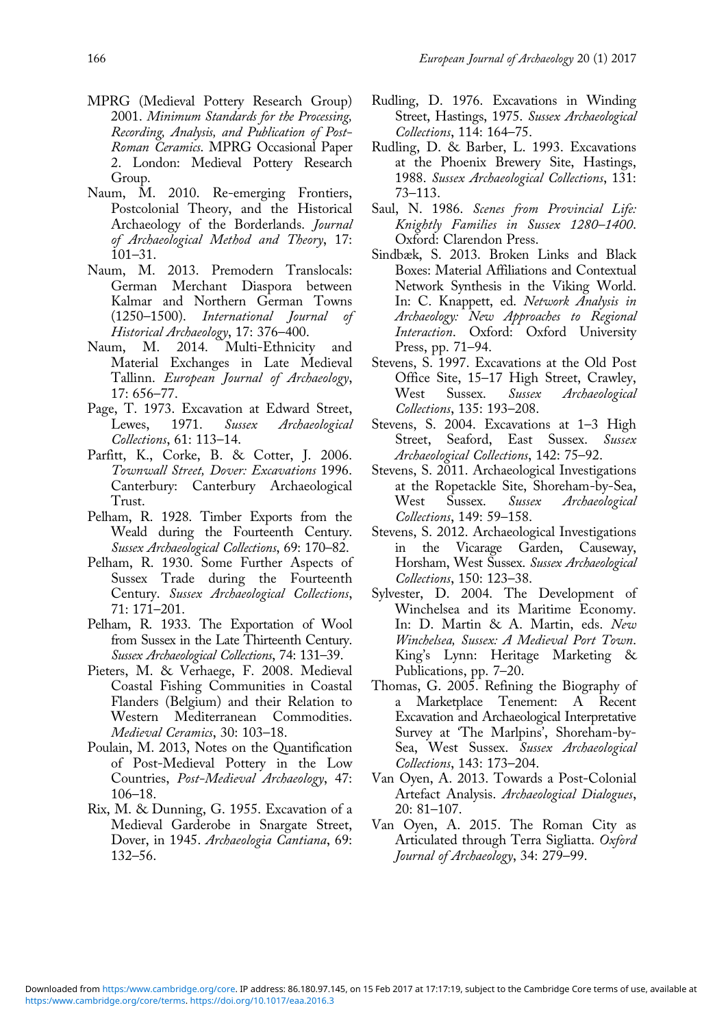MPRG (Medieval Pottery Research Group) 2001. *Minimum Standards for the Processing, Recording, Analysis, and Publication of Post-Roman Ceramics*. MPRG Occasional Paper 2. London: Medieval Pottery Research Group.

Naum, M. 2010. Re-emerging Frontiers, Postcolonial Theory, and the Historical Archaeology of the Borderlands. *Journal of Archaeological Method and Theory*, 17: 101–31.

Naum, M. 2013. Premodern Translocals: German Merchant Diaspora between Kalmar and Northern German Towns (1250–1500). *International Journal of Historical Archaeology*, 17: 376–400.

Naum, M. 2014. Multi-Ethnicity and Material Exchanges in Late Medieval Tallinn. *European Journal of Archaeology*, 17: 656–77.

Page, T. 1973. Excavation at Edward Street, Lewes, 1971. *Sussex Archaeological Collections*, 61: 113–14.

Parfitt, K., Corke, B. & Cotter, J. 2006. *Townwall Street, Dover: Excavations* 1996. Canterbury: Canterbury Archaeological Trust.

Pelham, R. 1928. Timber Exports from the Weald during the Fourteenth Century. *Sussex Archaeological Collections*, 69: 170–82.

Pelham, R. 1930. Some Further Aspects of Sussex Trade during the Fourteenth Century. *Sussex Archaeological Collections*, 71: 171–201.

Pelham, R. 1933. The Exportation of Wool from Sussex in the Late Thirteenth Century. *Sussex Archaeological Collections*, 74: 131–39.

Pieters, M. & Verhaege, F. 2008. Medieval Coastal Fishing Communities in Coastal Flanders (Belgium) and their Relation to Western Mediterranean Commodities. *Medieval Ceramics*, 30: 103–18.

Poulain, M. 2013, Notes on the Quantification of Post-Medieval Pottery in the Low Countries, *Post-Medieval Archaeology*, 47: 106–18.

Rix, M. & Dunning, G. 1955. Excavation of a Medieval Garderobe in Snargate Street, Dover, in 1945. *Archaeologia Cantiana*, 69: 132–56.

Rudling, D. 1976. Excavations in Winding Street, Hastings, 1975. *Sussex Archaeological Collections*, 114: 164–75.

Rudling, D. & Barber, L. 1993. Excavations at the Phoenix Brewery Site, Hastings, 1988. *Sussex Archaeological Collections*, 131: 73–113.

Saul, N. 1986. *Scenes from Provincial Life: Knightly Families in Sussex 1280–1400*. Oxford: Clarendon Press.

Sindbæk, S. 2013. Broken Links and Black Boxes: Material Affiliations and Contextual Network Synthesis in the Viking World. In: C. Knappett, ed. *Network Analysis in Archaeology: New Approaches to Regional Interaction*. Oxford: Oxford University Press, pp. 71–94.

Stevens, S. 1997. Excavations at the Old Post Office Site, 15–17 High Street, Crawley, West Sussex. *Sussex Archaeological Collections*, 135: 193–208.

Stevens, S. 2004. Excavations at 1–3 High Street, Seaford, East Sussex. *Sussex Archaeological Collections*, 142: 75–92.

Stevens, S. 2011. Archaeological Investigations at the Ropetackle Site, Shoreham-by-Sea, West Sussex. *Sussex Archaeological Collections*, 149: 59–158.

Stevens, S. 2012. Archaeological Investigations in the Vicarage Garden, Causeway, Horsham, West Sussex. *Sussex Archaeological Collections*, 150: 123–38.

Sylvester, D. 2004. The Development of Winchelsea and its Maritime Economy. In: D. Martin & A. Martin, eds. *New Winchelsea, Sussex: A Medieval Port Town*. King's Lynn: Heritage Marketing & Publications, pp. 7–20.

Thomas, G. 2005. Refining the Biography of a Marketplace Tenement: A Recent Excavation and Archaeological Interpretative Survey at 'The Marlpins', Shoreham-by-Sea, West Sussex. *Sussex Archaeological Collections*, 143: 173–204.

Van Oyen, A. 2013. Towards a Post-Colonial Artefact Analysis. *Archaeological Dialogues*, 20: 81–107.

Van Oyen, A. 2015. The Roman City as Articulated through Terra Sigliatta. *Oxford Journal of Archaeology*, 34: 279–99.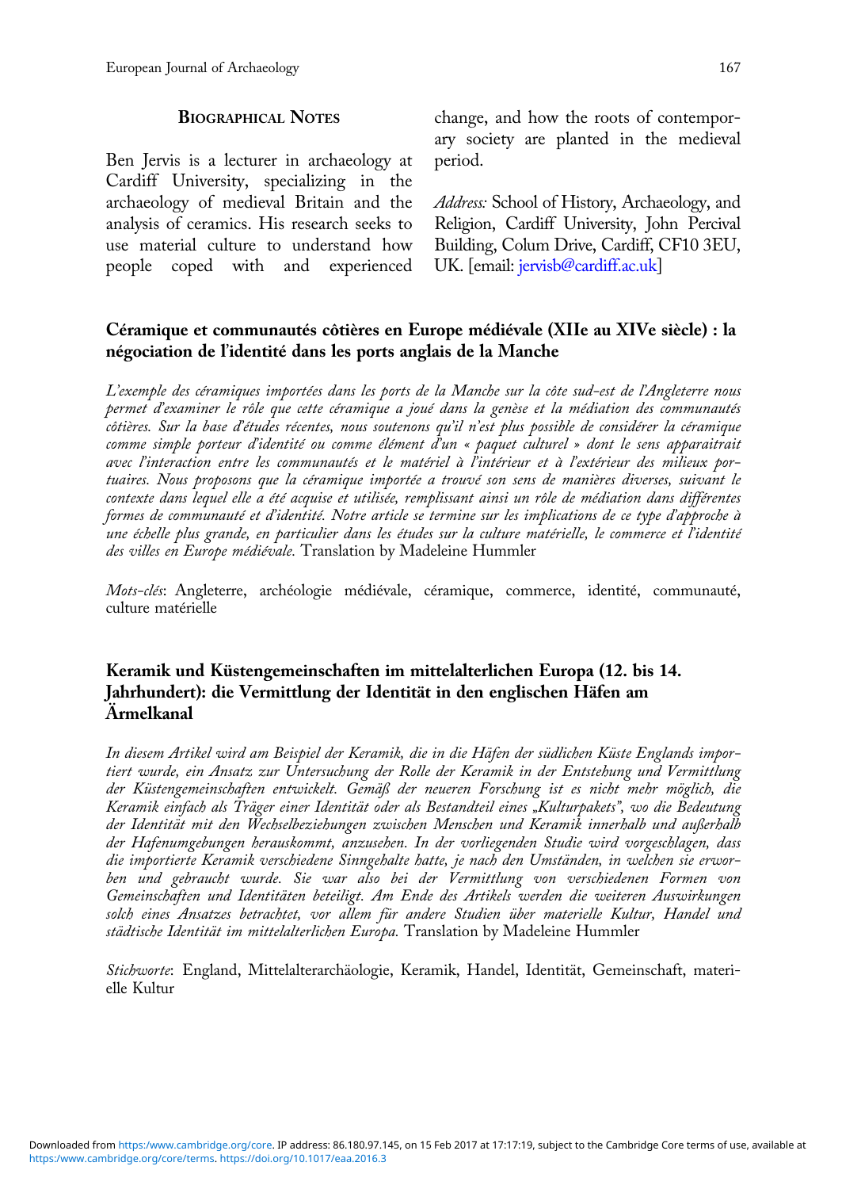## BIOGRAPHICAL NOTES

Ben Jervis is a lecturer in archaeology at Cardiff University, specializing in the archaeology of medieval Britain and the analysis of ceramics. His research seeks to use material culture to understand how people coped with and experienced change, and how the roots of contemporary society are planted in the medieval period.

*Address:* School of History, Archaeology, and Religion, Cardiff University, John Percival Building, Colum Drive, Cardiff, CF10 3EU, UK. [email: jervisb@cardiff.ac.uk]

### Céramique et communautés côtières en Europe médiévale (XIIe au XIVe siècle) : la négociation de l'identité dans les ports anglais de la Manche

*L'exemple des céramiques importées dans les ports de la Manche sur la côte sud-est de l'Angleterre nous permet d'examiner le rôle que cette céramique a joué dans la genèse et la médiation des communautés côtières. Sur la base d'études récentes, nous soutenons qu'il n'est plus possible de considérer la céramique comme simple porteur d'identité ou comme élément d'un « paquet culturel » dont le sens apparaitrait avec l'interaction entre les communautés et le matériel à l'intérieur et à l'extérieur des milieux portuaires. Nous proposons que la céramique importée a trouvé son sens de manières diverses, suivant le contexte dans lequel elle a été acquise et utilisée, remplissant ainsi un rôle de médiation dans différentes formes de communauté et d'identité. Notre article se termine sur les implications de ce type d'approche à une échelle plus grande, en particulier dans les études sur la culture matérielle, le commerce et l'identité des villes en Europe médiévale.* Translation by Madeleine Hummler

*Mots-clés*: Angleterre, archéologie médiévale, céramique, commerce, identité, communauté, culture matérielle

### Keramik und Küstengemeinschaften im mittelalterlichen Europa (12. bis 14. Jahrhundert): die Vermittlung der Identität in den englischen Häfen am Ärmelkanal

*In diesem Artikel wird am Beispiel der Keramik, die in die Häfen der südlichen Küste Englands importiert wurde, ein Ansatz zur Untersuchung der Rolle der Keramik in der Entstehung und Vermittlung der Küstengemeinschaften entwickelt. Gemäß der neueren Forschung ist es nicht mehr möglich, die Keramik einfach als Träger einer Identität oder als Bestandteil eines „Kulturpakets", wo die Bedeutung der Identität mit den Wechselbeziehungen zwischen Menschen und Keramik innerhalb und außerhalb der Hafenumgebungen herauskommt, anzusehen. In der vorliegenden Studie wird vorgeschlagen, dass die importierte Keramik verschiedene Sinngehalte hatte, je nach den Umständen, in welchen sie erworben und gebraucht wurde. Sie war also bei der Vermittlung von verschiedenen Formen von Gemeinschaften und Identitäten beteiligt. Am Ende des Artikels werden die weiteren Auswirkungen solch eines Ansatzes betrachtet, vor allem für andere Studien über materielle Kultur, Handel und städtische Identität im mittelalterlichen Europa.* Translation by Madeleine Hummler

*Stichworte*: England, Mittelalterarchäologie, Keramik, Handel, Identität, Gemeinschaft, materielle Kultur